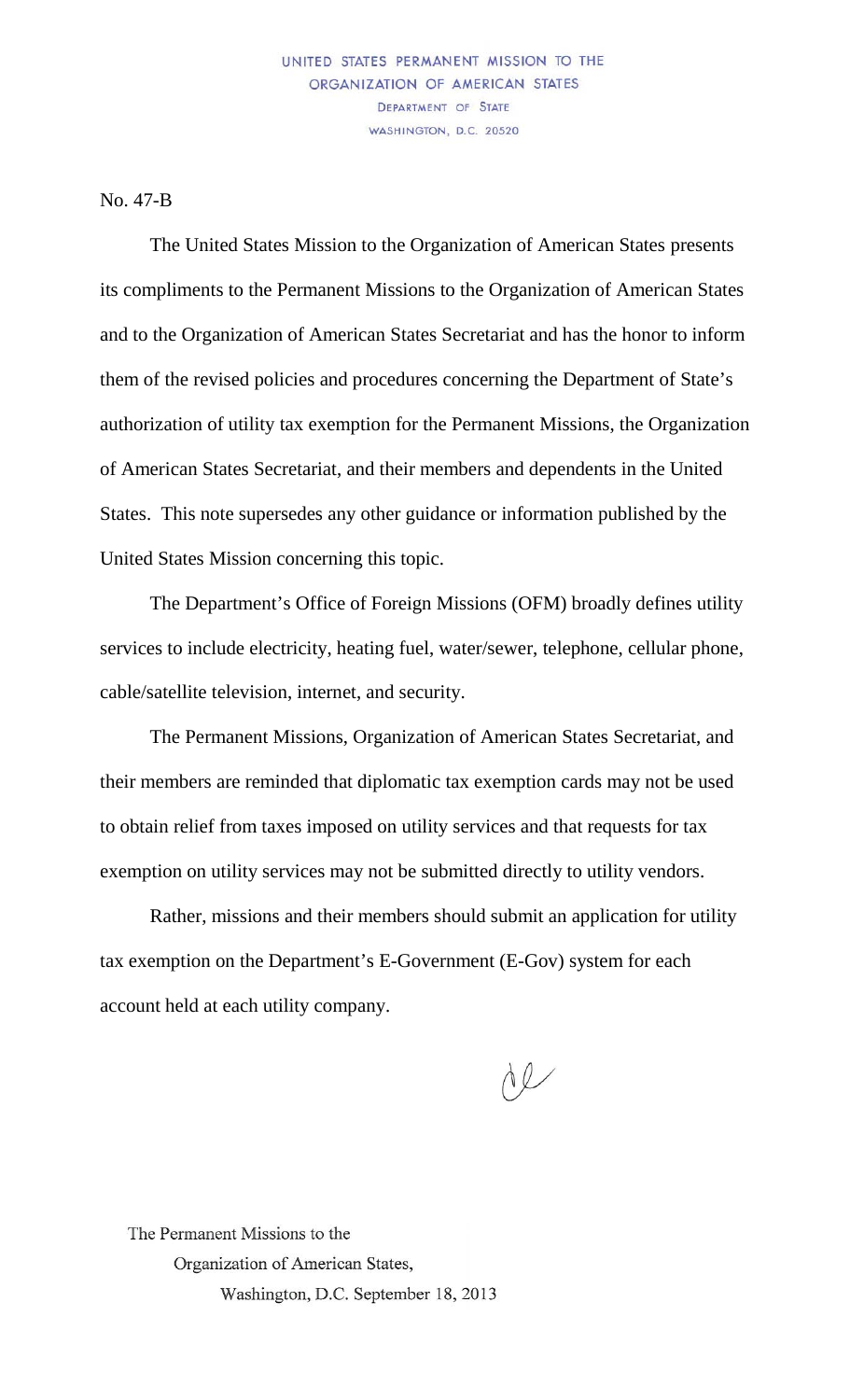UNITED STATES PERMANENT MISSION TO THE
ORGANIZATION OF AMERICAN STATES
DEPARTMENT OF STATE
WASHINGTON, D.C. 20520

No. 47-B

The United States Mission to the Organization of American States presents its compliments to the Permanent Missions to the Organization of American States and to the Organization of American States Secretariat and has the honor to inform them of the revised policies and procedures concerning the Department of State's authorization of utility tax exemption for the Permanent Missions, the Organization of American States Secretariat, and their members and dependents in the United States. This note supersedes any other guidance or information published by the United States Mission concerning this topic.

The Department's Office of Foreign Missions (OFM) broadly defines utility services to include electricity, heating fuel, water/sewer, telephone, cellular phone, cable/satellite television, internet, and security.

The Permanent Missions, Organization of American States Secretariat, and their members are reminded that diplomatic tax exemption cards may not be used to obtain relief from taxes imposed on utility services and that requests for tax exemption on utility services may not be submitted directly to utility vendors.

Rather, missions and their members should submit an application for utility tax exemption on the Department's E-Government (E-Gov) system for each account held at each utility company.

The Permanent Missions to the
Organization of American States,
Washington, D.C. September 18, 2013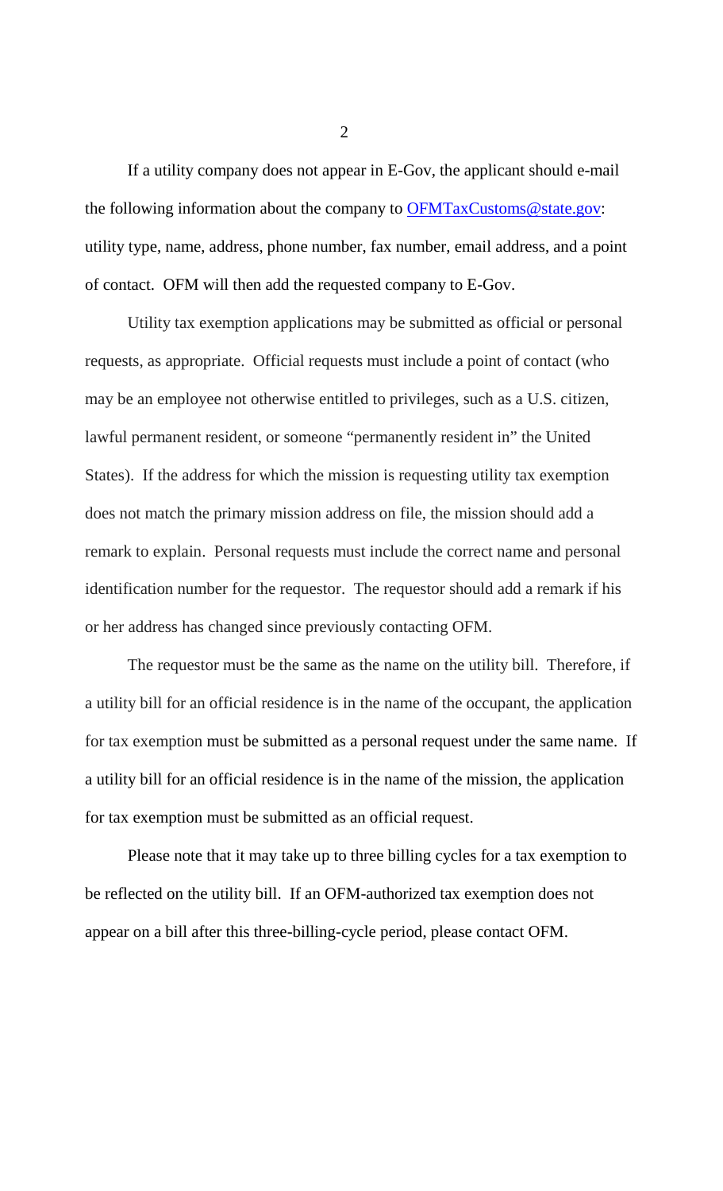If a utility company does not appear in E-Gov, the applicant should e-mail the following information about the company to [OFMTaxCustoms@state.gov](mailto:OFMTaxCustoms@state.gov): utility type, name, address, phone number, fax number, email address, and a point of contact. OFM will then add the requested company to E-Gov.

Utility tax exemption applications may be submitted as official or personal requests, as appropriate. Official requests must include a point of contact (who may be an employee not otherwise entitled to privileges, such as a U.S. citizen, lawful permanent resident, or someone "permanently resident in" the United States). If the address for which the mission is requesting utility tax exemption does not match the primary mission address on file, the mission should add a remark to explain. Personal requests must include the correct name and personal identification number for the requestor. The requestor should add a remark if his or her address has changed since previously contacting OFM.

The requestor must be the same as the name on the utility bill. Therefore, if a utility bill for an official residence is in the name of the occupant, the application for tax exemption must be submitted as a personal request under the same name. If a utility bill for an official residence is in the name of the mission, the application for tax exemption must be submitted as an official request.

Please note that it may take up to three billing cycles for a tax exemption to be reflected on the utility bill. If an OFM-authorized tax exemption does not appear on a bill after this three-billing-cycle period, please contact OFM.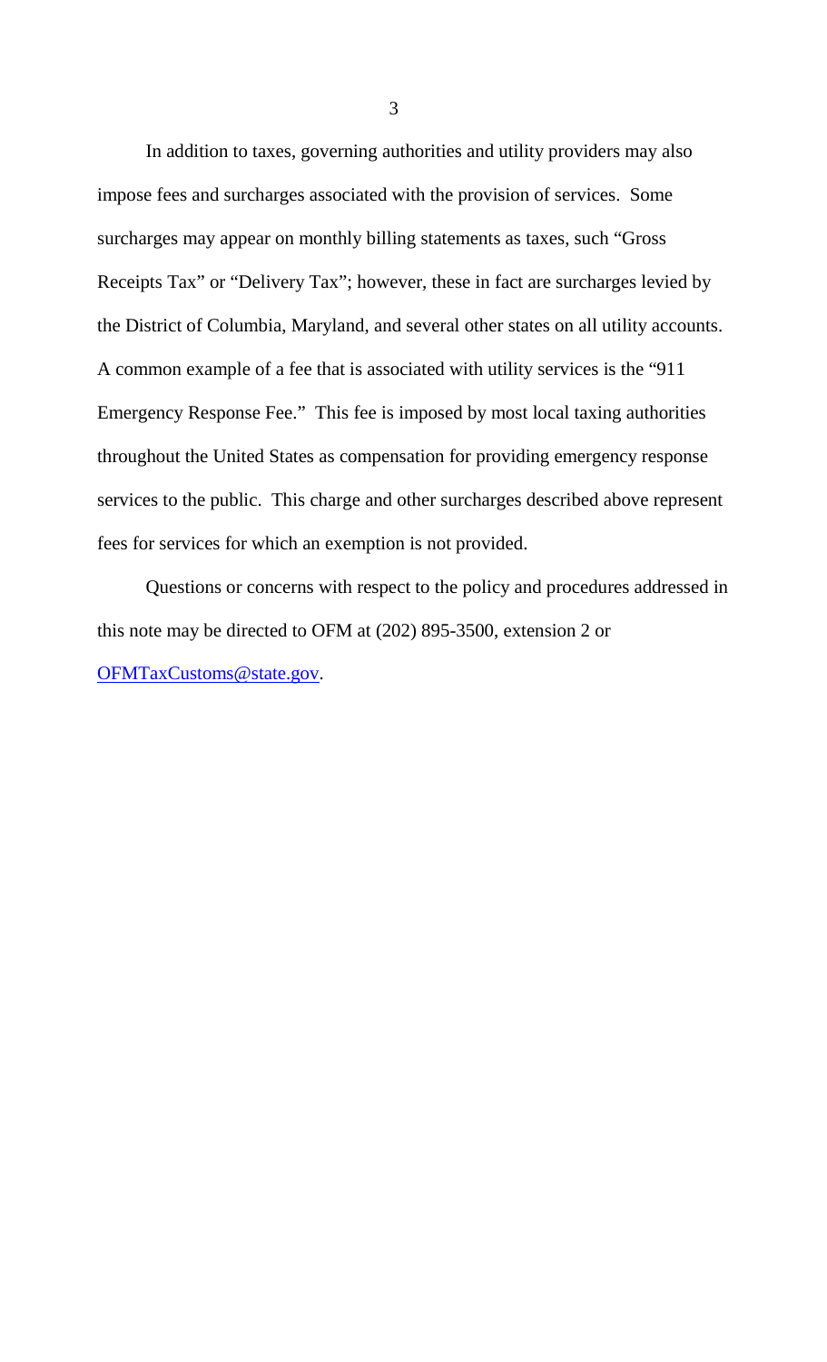In addition to taxes, governing authorities and utility providers may also impose fees and surcharges associated with the provision of services. Some surcharges may appear on monthly billing statements as taxes, such "Gross Receipts Tax" or "Delivery Tax"; however, these in fact are surcharges levied by the District of Columbia, Maryland, and several other states on all utility accounts. A common example of a fee that is associated with utility services is the "911 Emergency Response Fee." This fee is imposed by most local taxing authorities throughout the United States as compensation for providing emergency response services to the public. This charge and other surcharges described above represent fees for services for which an exemption is not provided.

Questions or concerns with respect to the policy and procedures addressed in this note may be directed to OFM at (202) 895-3500, extension 2 or OFMTaxCustoms@state.gov.